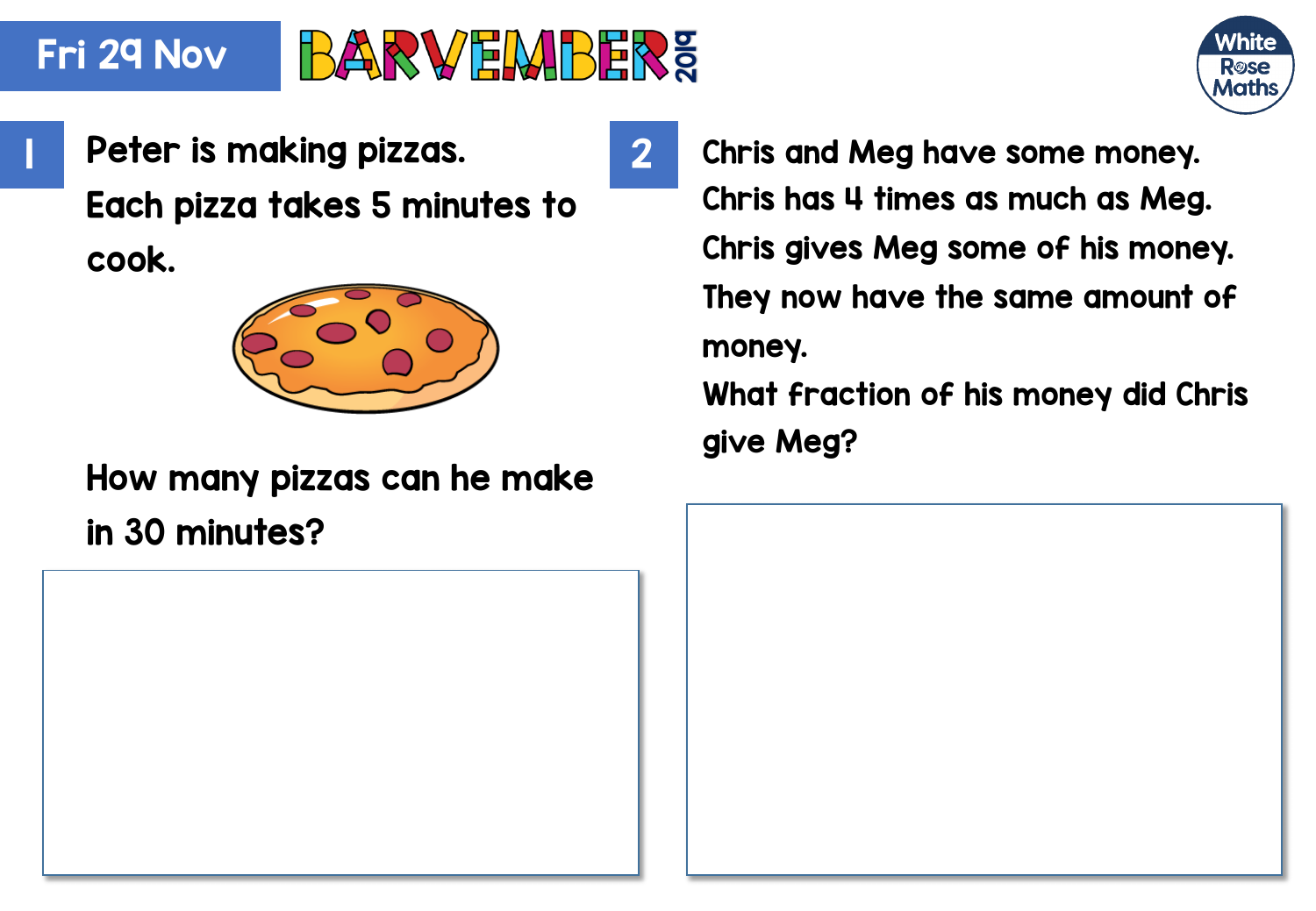Fri 29 Nov

BARVEMBER 2019

## 1

Peter is making pizzas.

Each pizza takes 5 minutes to cook.

How many pizzas can he make in 30 minutes?

## 2

Chris and Meg have some money.

Chris has 4 times as much as Meg.

Chris gives Meg some of his money.

They now have the same amount of money.

What fraction of his money did Chris give Meg?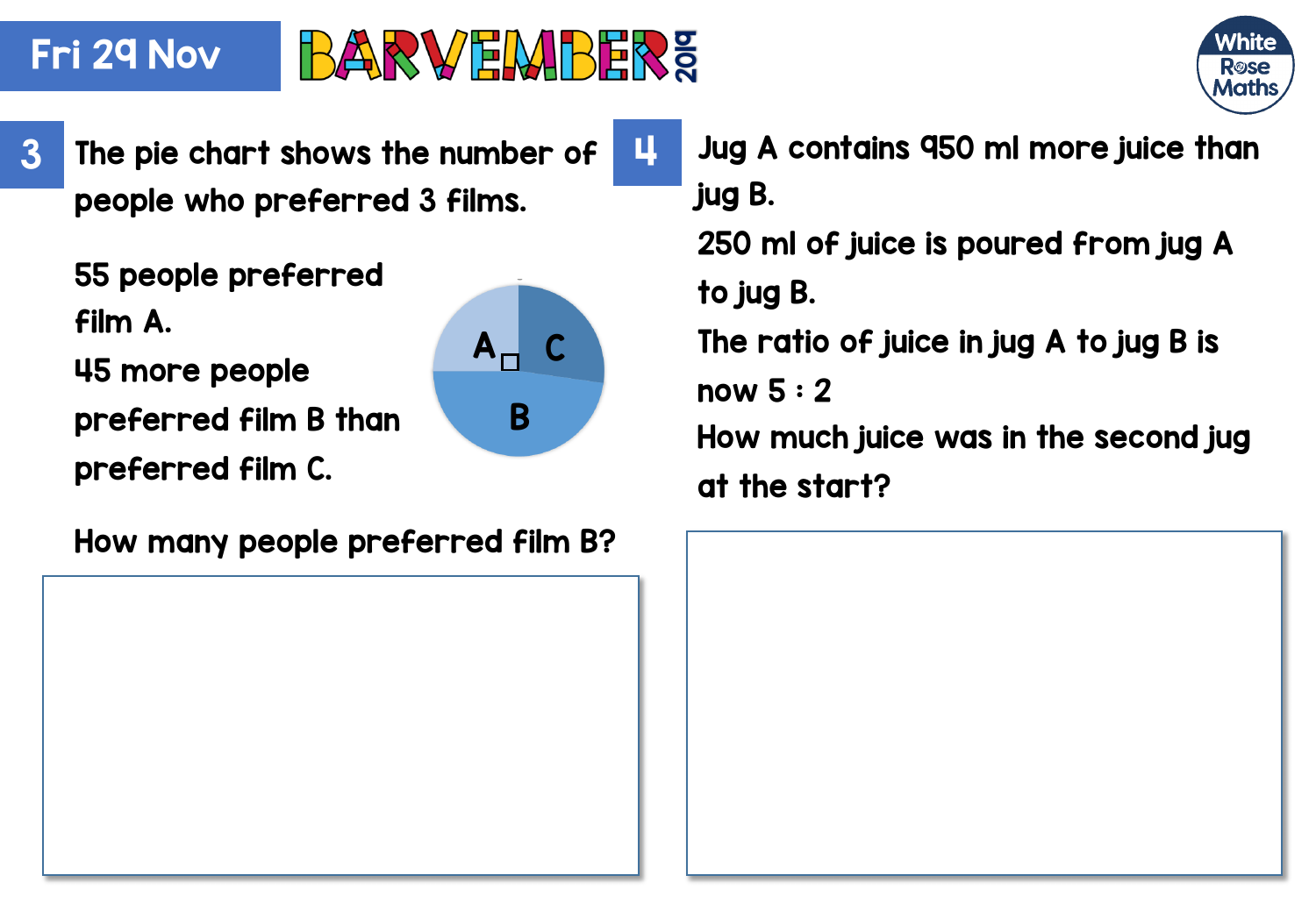Fri 29 Nov

# BARVEMBER 2019

White Rose Maths

## 3

The pie chart shows the number of people who preferred 3 films.

55 people preferred film A.

45 more people preferred film B than preferred film C.

How many people preferred film B?

## 4

Jug A contains 950 ml more juice than jug B.

250 ml of juice is poured from jug A to jug B.

The ratio of juice in jug A to jug B is now 5 : 2

How much juice was in the second jug at the start?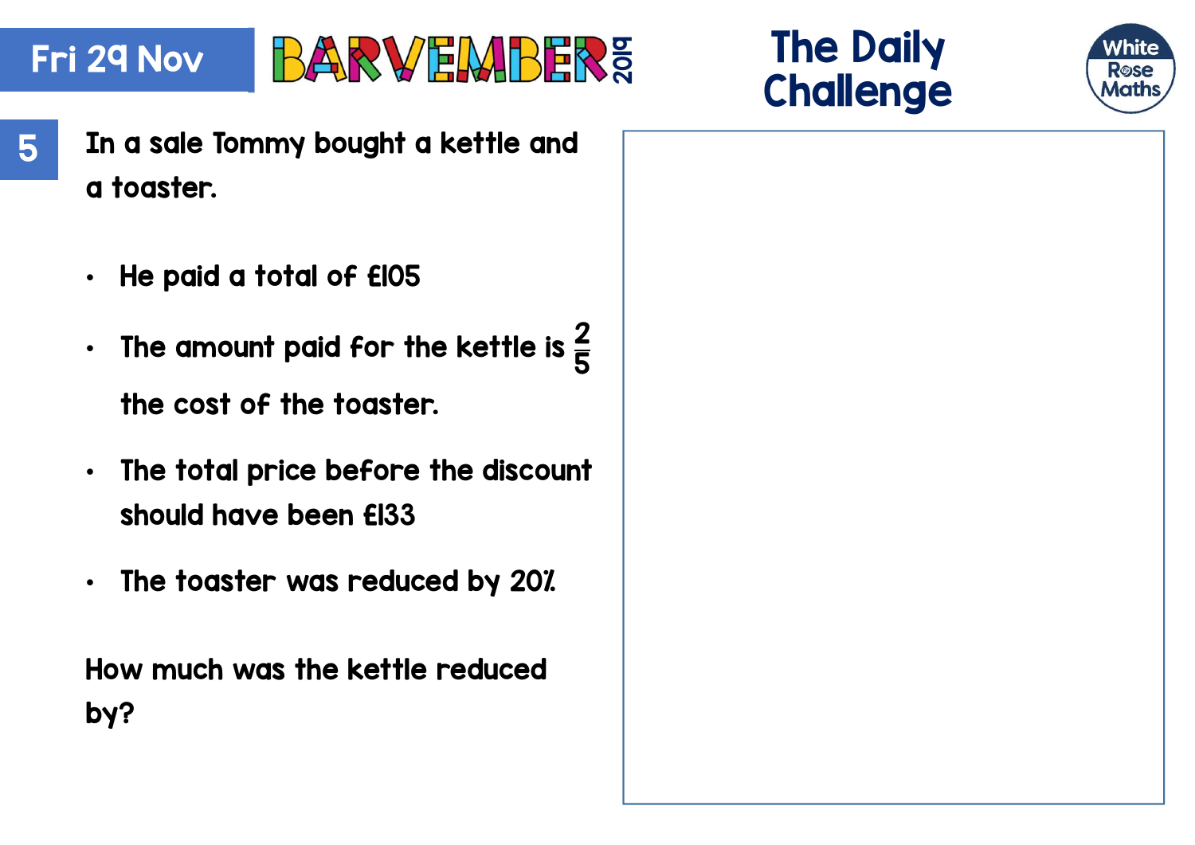Fri 29 Nov

BARVEMBER 2019

# The Daily Challenge

White Rose Maths

**5**

In a sale Tommy bought a kettle and a toaster.

- He paid a total of £105
- The amount paid for the kettle is $\frac{2}{5}$ the cost of the toaster.
- The total price before the discount should have been £133
- The toaster was reduced by 20%

How much was the kettle reduced by?